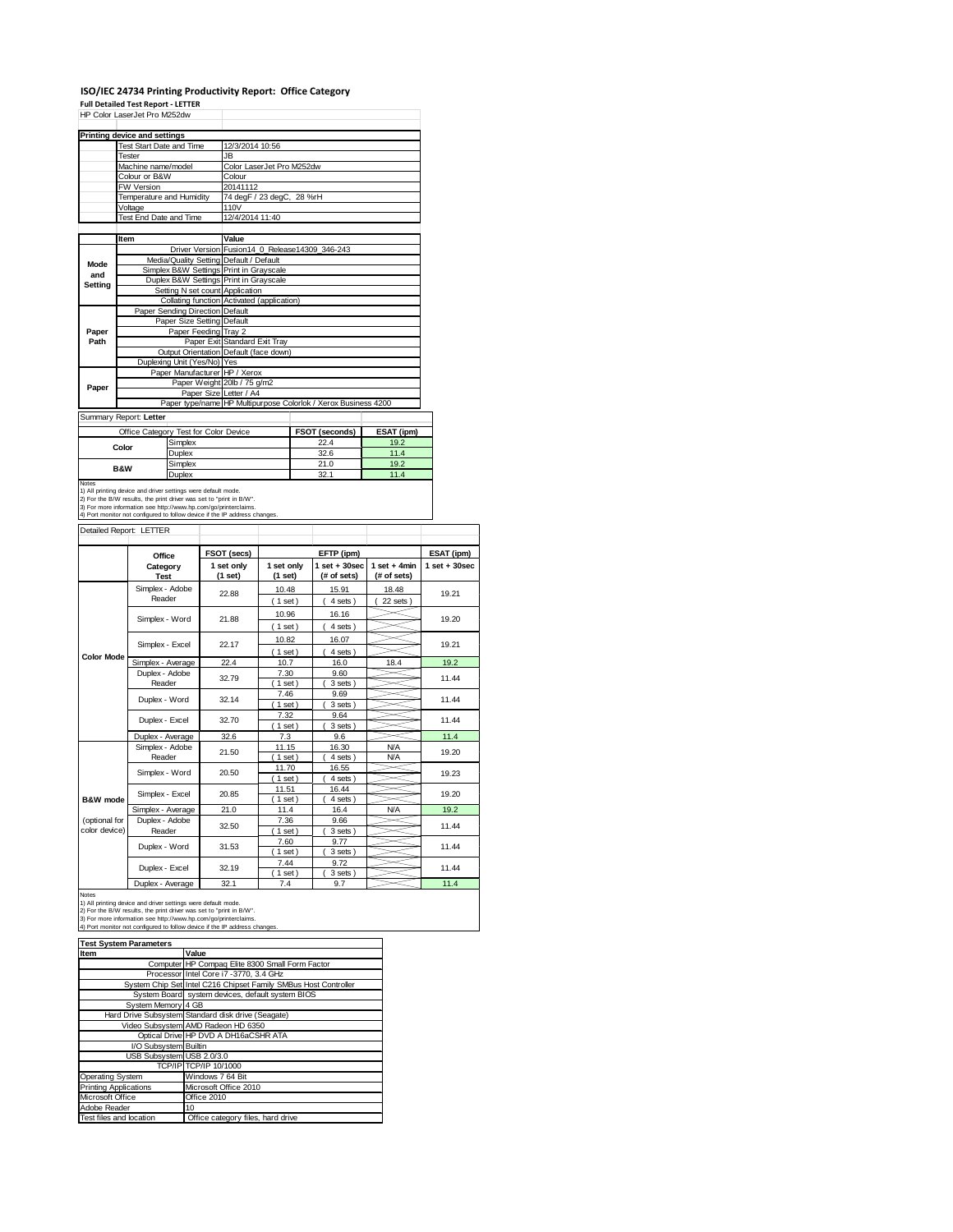# ISO/IEC 24734 Printing Productivity Report: Office Category

**Full Detailed Test Report - LETTER**

HP Color LaserJet Pro M252dw

| Printing device and settings | |
|---|---|
| Test Start Date and Time | 12/3/2014 10:56 |
| Tester | JB |
| Machine name/model | Color LaserJet Pro M252dw |
| Colour or B&W | Colour |
| FW Version | 20141112 |
| Temperature and Humidity | 74 degF / 23 degC, 28 %rH |
| Voltage | 110V |
| Test End Date and Time | 12/4/2014 11:40 |

| | Item | Value |
|---|---|---|
| Mode and Setting | Driver Version | Fusion14_0_Release14309_346-243 |
| | Media/Quality Setting | Default / Default |
| | Simplex B&W Settings | Print in Grayscale |
| | Duplex B&W Settings | Print in Grayscale |
| | Setting N set count | Application |
| | Collating function | Activated (application) |
| Paper Path | Paper Sending Direction | Default |
| | Paper Size Setting | Default |
| | Paper Feeding | Tray 2 |
| | Paper Exit | Standard Exit Tray |
| | Output Orientation | Default (face down) |
| | Duplexing Unit (Yes/No) | Yes |
| Paper | Paper Manufacturer | HP / Xerox |
| | Paper Weight | 20lb / 75 g/m2 |
| | Paper Size | Letter / A4 |
| | Paper type/name | HP Multipurpose Colorlok / Xerox Business 4200 |

Summary Report: **Letter**

| Office Category Test for Color Device | | FSOT (seconds) | ESAT (ipm) |
|---|---|---|---|
| Color | Simplex | 22.4 | 19.2 |
| | Duplex | 32.6 | 11.4 |
| B&W | Simplex | 21.0 | 19.2 |
| | Duplex | 32.1 | 11.4 |

Notes
1) All printing device and driver settings were default mode.
2) For the B/W results, the print driver was set to "print in B/W".
3) For more information see http://www.hp.com/go/printerclaims.
4) Port monitor not configured to follow device if the IP address changes.

Detailed Report: LETTER

| | Office Category Test | FSOT (secs) 1 set only (1 set) | EFTP (ipm) 1 set only (1 set) | EFTP (ipm) 1 set + 30sec (# of sets) | EFTP (ipm) 1 set + 4min (# of sets) | ESAT (ipm) 1 set + 30sec |
|---|---|---|---|---|---|---|
| Color Mode | Simplex - Adobe Reader | 22.88 | 10.48 (1 set) | 15.91 (4 sets) | 18.48 (22 sets) | 19.21 |
| | Simplex - Word | 21.88 | 10.96 (1 set) | 16.16 (4 sets) | | 19.20 |
| | Simplex - Excel | 22.17 | 10.82 (1 set) | 16.07 (4 sets) | | 19.21 |
| | Simplex - Average | 22.4 | 10.7 | 16.0 | 18.4 | 19.2 |
| | Duplex - Adobe Reader | 32.79 | 7.30 (1 set) | 9.60 (3 sets) | | 11.44 |
| | Duplex - Word | 32.14 | 7.46 (1 set) | 9.69 (3 sets) | | 11.44 |
| | Duplex - Excel | 32.70 | 7.32 (1 set) | 9.64 (3 sets) | | 11.44 |
| | Duplex - Average | 32.6 | 7.3 | 9.6 | | 11.4 |
| B&W mode (optional for color device) | Simplex - Adobe Reader | 21.50 | 11.15 (1 set) | 16.30 (4 sets) | N/A N/A | 19.20 |
| | Simplex - Word | 20.50 | 11.70 (1 set) | 16.55 (4 sets) | | 19.23 |
| | Simplex - Excel | 20.85 | 11.51 (1 set) | 16.44 (4 sets) | | 19.20 |
| | Simplex - Average | 21.0 | 11.4 | 16.4 | N/A | 19.2 |
| | Duplex - Adobe Reader | 32.50 | 7.36 (1 set) | 9.66 (3 sets) | | 11.44 |
| | Duplex - Word | 31.53 | 7.60 (1 set) | 9.77 (3 sets) | | 11.44 |
| | Duplex - Excel | 32.19 | 7.44 (1 set) | 9.72 (3 sets) | | 11.44 |
| | Duplex - Average | 32.1 | 7.4 | 9.7 | | 11.4 |

Notes
1) All printing device and driver settings were default mode.
2) For the B/W results, the print driver was set to "print in B/W".
3) For more information see http://www.hp.com/go/printerclaims.
4) Port monitor not configured to follow device if the IP address changes.

| Test System Parameters | |
|---|---|
| **Item** | **Value** |
| Computer | HP Compaq Elite 8300 Small Form Factor |
| Processor | Intel Core i7 -3770, 3.4 GHz |
| System Chip Set | Intel C216 Chipset Family SMBus Host Controller |
| System Board | system devices, default system BIOS |
| System Memory | 4 GB |
| Hard Drive Subsystem | Standard disk drive (Seagate) |
| Video Subsystem | AMD Radeon HD 6350 |
| Optical Drive | HP DVD A DH16aCSHR ATA |
| I/O Subsystem | Builtin |
| USB Subsystem | USB 2.0/3.0 |
| TCP/IP | TCP/IP 10/1000 |
| Operating System | Windows 7 64 Bit |
| Printing Applications | Microsoft Office 2010 |
| Microsoft Office | Office 2010 |
| Adobe Reader | 10 |
| Test files and location | Office category files, hard drive |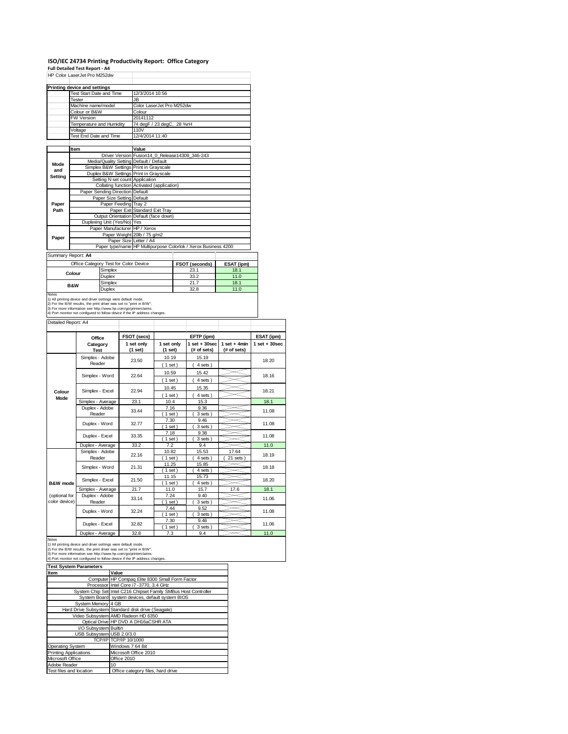# ISO/IEC 24734 Printing Productivity Report: Office Category

**Full Detailed Test Report - A4**

HP Color LaserJet Pro M252dw

| Printing device and settings | |
|---|---|
| Test Start Date and Time | 12/3/2014 10:56 |
| Tester | JB |
| Machine name/model | Color LaserJet Pro M252dw |
| Colour or B&W | Colour |
| FW Version | 20141112 |
| Temperature and Humidity | 74 degF / 23 degC, 28 %rH |
| Voltage | 110V |
| Test End Date and Time | 12/4/2014 11:40 |

| | Item | Value |
|---|---|---|
| Mode and Setting | Driver Version | Fusion14_0_Release14309_346-243 |
| | Media/Quality Setting | Default / Default |
| | Simplex B&W Settings | Print in Grayscale |
| | Duplex B&W Settings | Print in Grayscale |
| | Setting N set count | Application |
| | Collating function | Activated (application) |
| Paper Path | Paper Sending Direction | Default |
| | Paper Size Setting | Default |
| | Paper Feeding | Tray 2 |
| | Paper Exit | Standard Exit Tray |
| | Output Orientation | Default (face down) |
| | Duplexing Unit (Yes/No) | Yes |
| Paper | Paper Manufacturer | HP / Xerox |
| | Paper Weight | 20lb / 75 g/m2 |
| | Paper Size | Letter / A4 |
| | Paper type/name | HP Multipurpose Colorlok / Xerox Business 4200 |

Summary Report: **A4**

| Office Category Test for Color Device | | FSOT (seconds) | ESAT (ipm) |
|---|---|---|---|
| Colour | Simplex | 23.1 | 18.1 |
| | Duplex | 33.2 | 11.0 |
| B&W | Simplex | 21.7 | 18.1 |
| | Duplex | 32.8 | 11.0 |

Notes
1) All printing device and driver settings were default mode.
2) For the B/W results, the print driver was set to "print in B/W".
3) For more information see http://www.hp.com/go/printerclaims.
4) Port monitor not configured to follow device if the IP address changes.

Detailed Report: A4

| | Office Category Test | FSOT (secs) 1 set only (1 set) | EFTP (ipm) 1 set only (1 set) | EFTP (ipm) 1 set + 30sec (# of sets) | EFTP (ipm) 1 set + 4min (# of sets) | ESAT (ipm) 1 set + 30sec |
|---|---|---|---|---|---|---|
| Colour Mode | Simplex - Adobe Reader | 23.50 | 10.19 (1 set) | 15.19 (4 sets) | | 18.20 |
| | Simplex - Word | 22.64 | 10.59 (1 set) | 15.42 (4 sets) | | 18.16 |
| | Simplex - Excel | 22.94 | 10.45 (1 set) | 15.35 (4 sets) | | 18.21 |
| | Simplex - Average | 23.1 | 10.4 | 15.3 | | 18.1 |
| | Duplex - Adobe Reader | 33.44 | 7.16 (1 set) | 9.36 (3 sets) | | 11.08 |
| | Duplex - Word | 32.77 | 7.30 (1 set) | 9.46 (3 sets) | | 11.08 |
| | Duplex - Excel | 33.35 | 7.18 (1 set) | 9.38 (3 sets) | | 11.08 |
| | Duplex - Average | 33.2 | 7.2 | 9.4 | | 11.0 |
| B&W mode (optional for color device) | Simplex - Adobe Reader | 22.16 | 10.82 (1 set) | 15.53 (4 sets) | 17.64 (21 sets) | 18.19 |
| | Simplex - Word | 21.31 | 11.25 (1 set) | 15.85 (4 sets) | | 18.18 |
| | Simplex - Excel | 21.50 | 11.15 (1 set) | 15.73 (4 sets) | | 18.20 |
| | Simplex - Average | 21.7 | 11.0 | 15.7 | 17.6 | 18.1 |
| | Duplex - Adobe Reader | 33.14 | 7.24 (1 set) | 9.40 (3 sets) | | 11.06 |
| | Duplex - Word | 32.24 | 7.44 (1 set) | 9.52 (3 sets) | | 11.08 |
| | Duplex - Excel | 32.82 | 7.30 (1 set) | 9.46 (3 sets) | | 11.06 |
| | Duplex - Average | 32.8 | 7.3 | 9.4 | | 11.0 |

Notes
1) All printing device and driver settings were default mode.
2) For the B/W results, the print driver was set to "print in B/W".
3) For more information see http://www.hp.com/go/printerclaims.
4) Port monitor not configured to follow device if the IP address changes.

| Test System Parameters | |
|---|---|
| **Item** | **Value** |
| Computer | HP Compaq Elite 8300 Small Form Factor |
| Processor | Intel Core i7 -3770, 3.4 GHz |
| System Chip Set | Intel C216 Chipset Family SMBus Host Controller |
| System Board | system devices, default system BIOS |
| System Memory | 4 GB |
| Hard Drive Subsystem | Standard disk drive (Seagate) |
| Video Subsystem | AMD Radeon HD 6350 |
| Optical Drive | HP DVD A DH16aCSHR ATA |
| I/O Subsystem | Builtin |
| USB Subsystem | USB 2.0/3.0 |
| TCP/IP | TCP/IP 10/1000 |
| Operating System | Windows 7 64 Bit |
| Printing Applications | Microsoft Office 2010 |
| Microsoft Office | Office 2010 |
| Adobe Reader | 10 |
| Test files and location | Office category files, hard drive |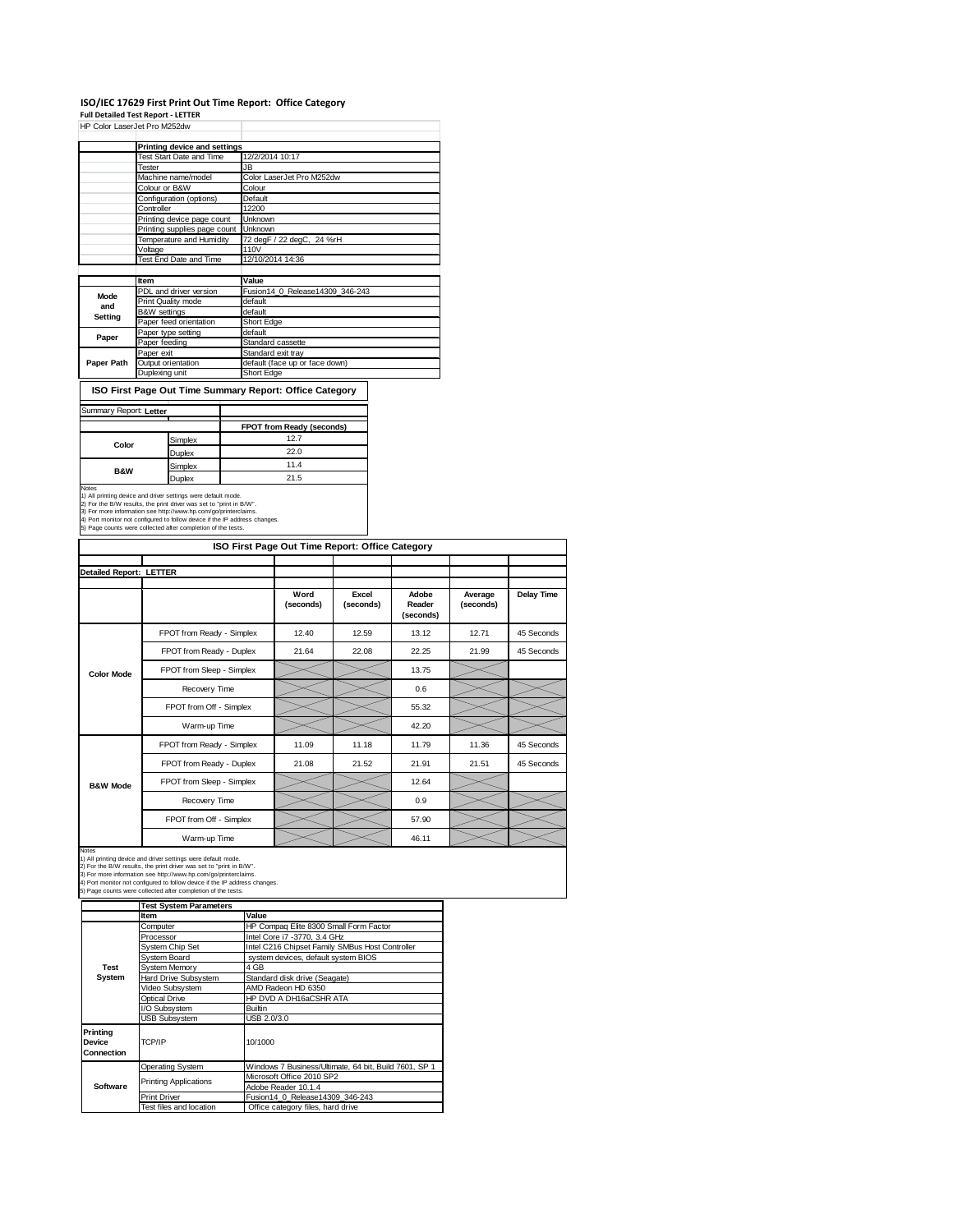# ISO/IEC 17629 First Print Out Time Report: Office Category

**Full Detailed Test Report - LETTER**

HP Color LaserJet Pro M252dw

| | Printing device and settings | |
|---|---|---|
| | Test Start Date and Time | 12/2/2014 10:17 |
| | Tester | JB |
| | Machine name/model | Color LaserJet Pro M252dw |
| | Colour or B&W | Colour |
| | Configuration (options) | Default |
| | Controller | 12200 |
| | Printing device page count | Unknown |
| | Printing supplies page count | Unknown |
| | Temperature and Humidity | 72 degF / 22 degC, 24 %rH |
| | Voltage | 110V |
| | Test End Date and Time | 12/10/2014 14:36 |

| | Item | Value |
|---|---|---|
| Mode and Setting | PDL and driver version | Fusion14_0_Release14309_346-243 |
| | Print Quality mode | default |
| | B&W settings | default |
| | Paper feed orientation | Short Edge |
| Paper | Paper type setting | default |
| | Paper feeding | Standard cassette |
| Paper Path | Paper exit | Standard exit tray |
| | Output orientation | default (face up or face down) |
| | Duplexing unit | Short Edge |

## ISO First Page Out Time Summary Report: Office Category

Summary Report: **Letter**

| | | FPOT from Ready (seconds) |
|---|---|---|
| Color | Simplex | 12.7 |
| | Duplex | 22.0 |
| B&W | Simplex | 11.4 |
| | Duplex | 21.5 |

Notes
1) All printing device and driver settings were default mode.
2) For the B/W results, the print driver was set to "print in B/W".
3) For more information see http://www.hp.com/go/printerclaims.
4) Port monitor not configured to follow device if the IP address changes.
5) Page counts were collected after completion of the tests.

## ISO First Page Out Time Report: Office Category

**Detailed Report: LETTER**

| | | Word (seconds) | Excel (seconds) | Adobe Reader (seconds) | Average (seconds) | Delay Time |
|---|---|---|---|---|---|---|
| Color Mode | FPOT from Ready - Simplex | 12.40 | 12.59 | 13.12 | 12.71 | 45 Seconds |
| | FPOT from Ready - Duplex | 21.64 | 22.08 | 22.25 | 21.99 | 45 Seconds |
| | FPOT from Sleep - Simplex | | | 13.75 | | |
| | Recovery Time | | | 0.6 | | |
| | FPOT from Off - Simplex | | | 55.32 | | |
| | Warm-up Time | | | 42.20 | | |
| B&W Mode | FPOT from Ready - Simplex | 11.09 | 11.18 | 11.79 | 11.36 | 45 Seconds |
| | FPOT from Ready - Duplex | 21.08 | 21.52 | 21.91 | 21.51 | 45 Seconds |
| | FPOT from Sleep - Simplex | | | 12.64 | | |
| | Recovery Time | | | 0.9 | | |
| | FPOT from Off - Simplex | | | 57.90 | | |
| | Warm-up Time | | | 46.11 | | |

Notes
1) All printing device and driver settings were default mode.
2) For the B/W results, the print driver was set to "print in B/W".
3) For more information see http://www.hp.com/go/printerclaims.
4) Port monitor not configured to follow device if the IP address changes.
5) Page counts were collected after completion of the tests.

| | Test System Parameters | |
|---|---|---|
| | Item | Value |
| Test System | Computer | HP Compaq Elite 8300 Small Form Factor |
| | Processor | Intel Core i7 -3770, 3.4 GHz |
| | System Chip Set | Intel C216 Chipset Family SMBus Host Controller |
| | System Board | system devices, default system BIOS |
| | System Memory | 4 GB |
| | Hard Drive Subsystem | Standard disk drive (Seagate) |
| | Video Subsystem | AMD Radeon HD 6350 |
| | Optical Drive | HP DVD A DH16aCSHR ATA |
| | I/O Subsystem | Builtin |
| | USB Subsystem | USB 2.0/3.0 |
| Printing Device Connection | TCP/IP | 10/1000 |
| Software | Operating System | Windows 7 Business/Ultimate, 64 bit, Build 7601, SP 1 |
| | Printing Applications | Microsoft Office 2010 SP2 |
| | | Adobe Reader 10.1.4 |
| | Print Driver | Fusion14_0_Release14309_346-243 |
| | Test files and location | Office category files, hard drive |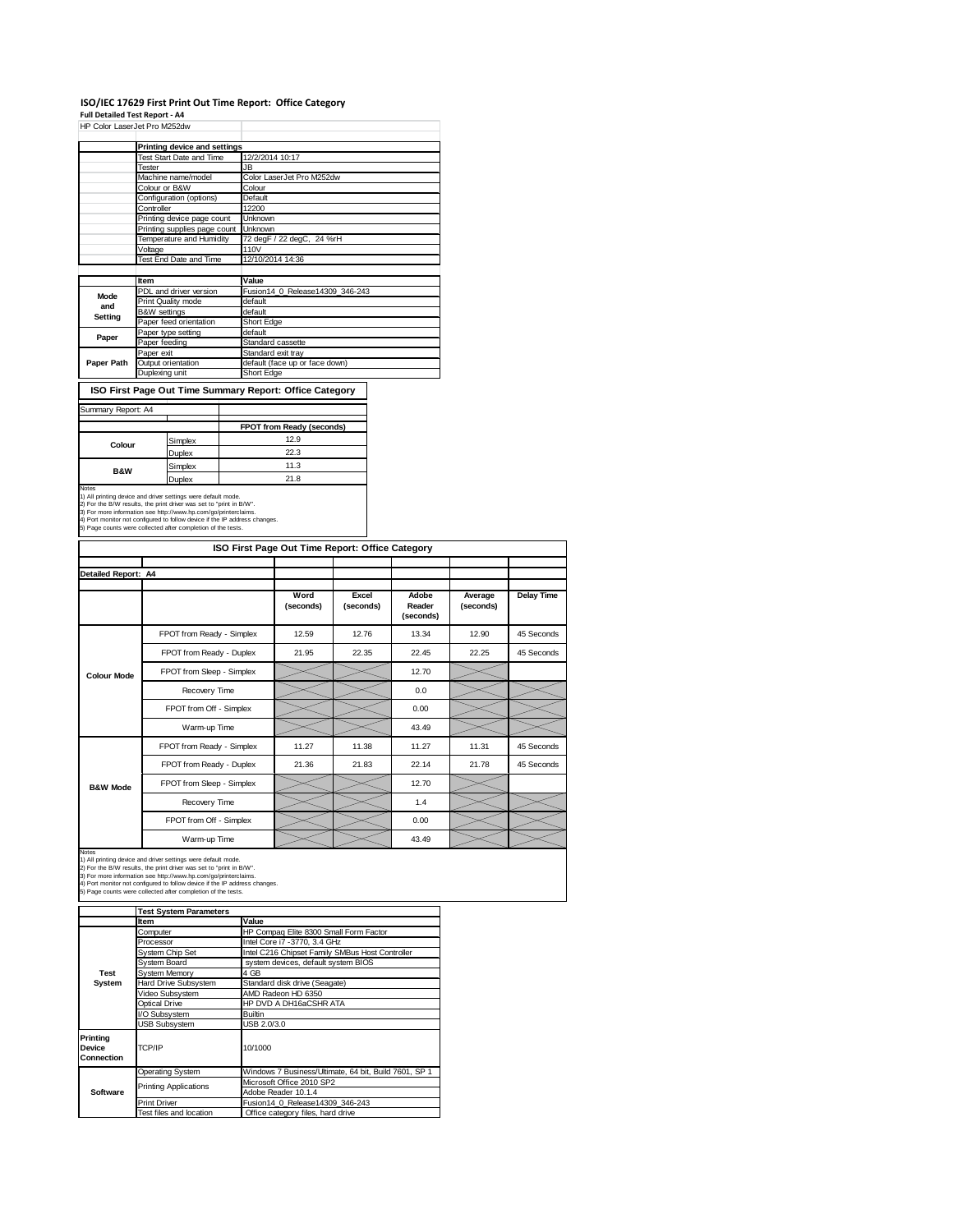# ISO/IEC 17629 First Print Out Time Report: Office Category

**Full Detailed Test Report - A4**

HP Color LaserJet Pro M252dw

| | | |
|---|---|---|
| | **Printing device and settings** | |
| | Test Start Date and Time | 12/2/2014 10:17 |
| | Tester | JB |
| | Machine name/model | Color LaserJet Pro M252dw |
| | Colour or B&W | Colour |
| | Configuration (options) | Default |
| | Controller | 12200 |
| | Printing device page count | Unknown |
| | Printing supplies page count | Unknown |
| | Temperature and Humidity | 72 degF / 22 degC, 24 %rH |
| | Voltage | 110V |
| | Test End Date and Time | 12/10/2014 14:36 |

| | Item | Value |
|---|---|---|
| Mode and Setting | PDL and driver version | Fusion14_0_Release14309_346-243 |
| | Print Quality mode | default |
| | B&W settings | default |
| | Paper feed orientation | Short Edge |
| Paper | Paper type setting | default |
| | Paper feeding | Standard cassette |
| Paper Path | Paper exit | Standard exit tray |
| | Output orientation | default (face up or face down) |
| | Duplexing unit | Short Edge |

## ISO First Page Out Time Summary Report: Office Category

Summary Report: A4

| | | FPOT from Ready (seconds) |
|---|---|---|
| Colour | Simplex | 12.9 |
| | Duplex | 22.3 |
| B&W | Simplex | 11.3 |
| | Duplex | 21.8 |

Notes
1) All printing device and driver settings were default mode.
2) For the B/W results, the print driver was set to "print in B/W".
3) For more information see http://www.hp.com/go/printerclaims.
4) Port monitor not configured to follow device if the IP address changes.
5) Page counts were collected after completion of the tests.

## ISO First Page Out Time Report: Office Category

Detailed Report: A4

| | | Word (seconds) | Excel (seconds) | Adobe Reader (seconds) | Average (seconds) | Delay Time |
|---|---|---|---|---|---|---|
| Colour Mode | FPOT from Ready - Simplex | 12.59 | 12.76 | 13.34 | 12.90 | 45 Seconds |
| | FPOT from Ready - Duplex | 21.95 | 22.35 | 22.45 | 22.25 | 45 Seconds |
| | FPOT from Sleep - Simplex | | | 12.70 | | |
| | Recovery Time | | | 0.0 | | |
| | FPOT from Off - Simplex | | | 0.00 | | |
| | Warm-up Time | | | 43.49 | | |
| B&W Mode | FPOT from Ready - Simplex | 11.27 | 11.38 | 11.27 | 11.31 | 45 Seconds |
| | FPOT from Ready - Duplex | 21.36 | 21.83 | 22.14 | 21.78 | 45 Seconds |
| | FPOT from Sleep - Simplex | | | 12.70 | | |
| | Recovery Time | | | 1.4 | | |
| | FPOT from Off - Simplex | | | 0.00 | | |
| | Warm-up Time | | | 43.49 | | |

Notes
1) All printing device and driver settings were default mode.
2) For the B/W results, the print driver was set to "print in B/W".
3) For more information see http://www.hp.com/go/printerclaims.
4) Port monitor not configured to follow device if the IP address changes.
5) Page counts were collected after completion of the tests.

| | **Test System Parameters** | |
|---|---|---|
| | Item | Value |
| Test System | Computer | HP Compaq Elite 8300 Small Form Factor |
| | Processor | Intel Core i7 -3770, 3.4 GHz |
| | System Chip Set | Intel C216 Chipset Family SMBus Host Controller |
| | System Board | system devices, default system BIOS |
| | System Memory | 4 GB |
| | Hard Drive Subsystem | Standard disk drive (Seagate) |
| | Video Subsystem | AMD Radeon HD 6350 |
| | Optical Drive | HP DVD A DH16aCSHR ATA |
| | I/O Subsystem | Builtin |
| | USB Subsystem | USB 2.0/3.0 |
| Printing Device Connection | TCP/IP | 10/1000 |
| Software | Operating System | Windows 7 Business/Ultimate, 64 bit, Build 7601, SP 1 |
| | Printing Applications | Microsoft Office 2010 SP2 |
| | | Adobe Reader 10.1.4 |
| | Print Driver | Fusion14_0_Release14309_346-243 |
| | Test files and location | Office category files, hard drive |